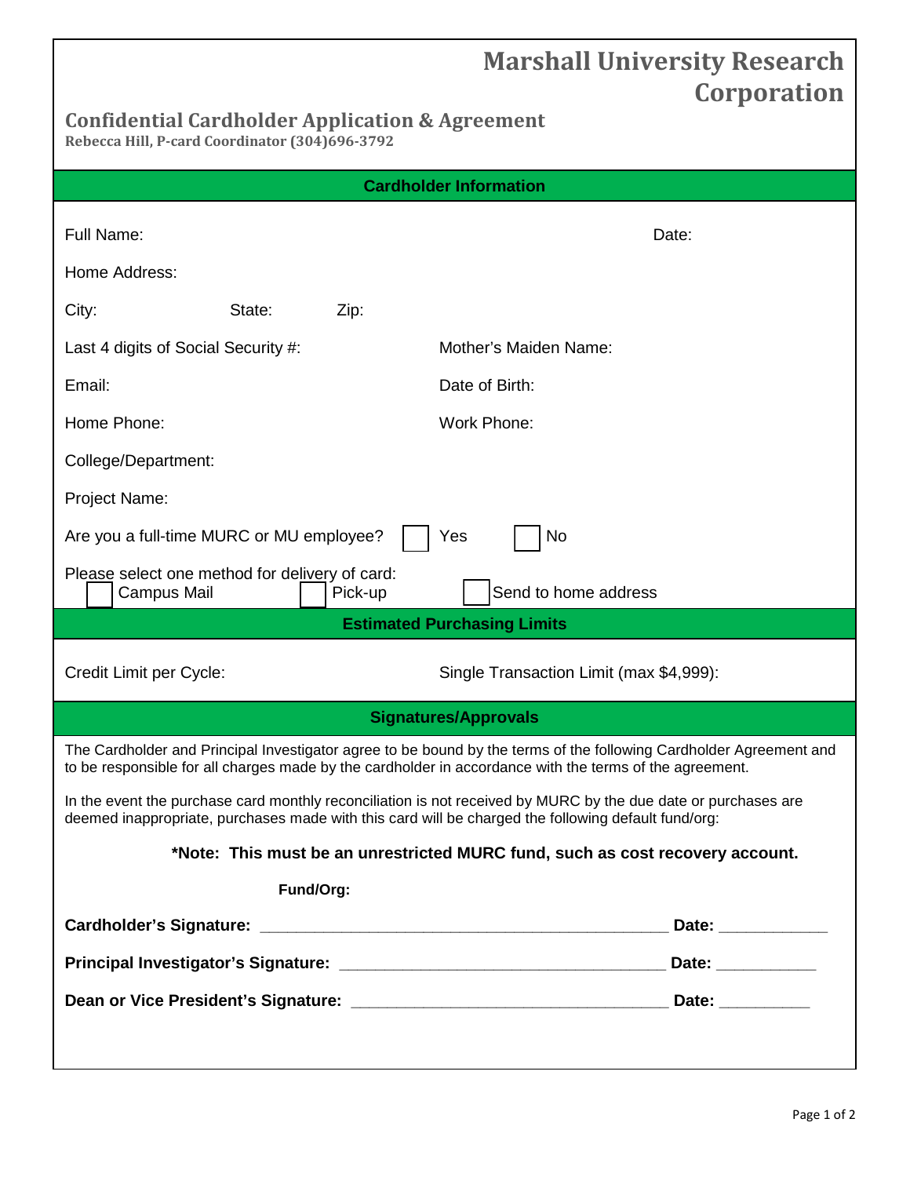# Marshall University Research Corporation

## Confidential Cardholder Application & Agreement

**Rebecca Hill, P-card Coordinator (304)696-3792**

### Cardholder Information

Full Name: Date:

Home Address:

City: State: Zip:

Last 4 digits of Social Security #: Mother's Maiden Name:

Email: Date of Birth:

Home Phone: Work Phone:

College/Department:

Project Name:

Are you a full-time MURC or MU employee? ☐ Yes ☐ No

Please select one method for delivery of card:
☐ Campus Mail ☐ Pick-up ☐ Send to home address

### Estimated Purchasing Limits

Credit Limit per Cycle: Single Transaction Limit (max $4,999):

### Signatures/Approvals

The Cardholder and Principal Investigator agree to be bound by the terms of the following Cardholder Agreement and to be responsible for all charges made by the cardholder in accordance with the terms of the agreement.

In the event the purchase card monthly reconciliation is not received by MURC by the due date or purchases are deemed inappropriate, purchases made with this card will be charged the following default fund/org:

**\*Note: This must be an unrestricted MURC fund, such as cost recovery account.**

**Fund/Org:**

**Cardholder's Signature:** ______________________________________________ **Date:** ____________

**Principal Investigator's Signature:** ____________________________________ **Date:** ___________

**Dean or Vice President's Signature:** ___________________________________ **Date:** __________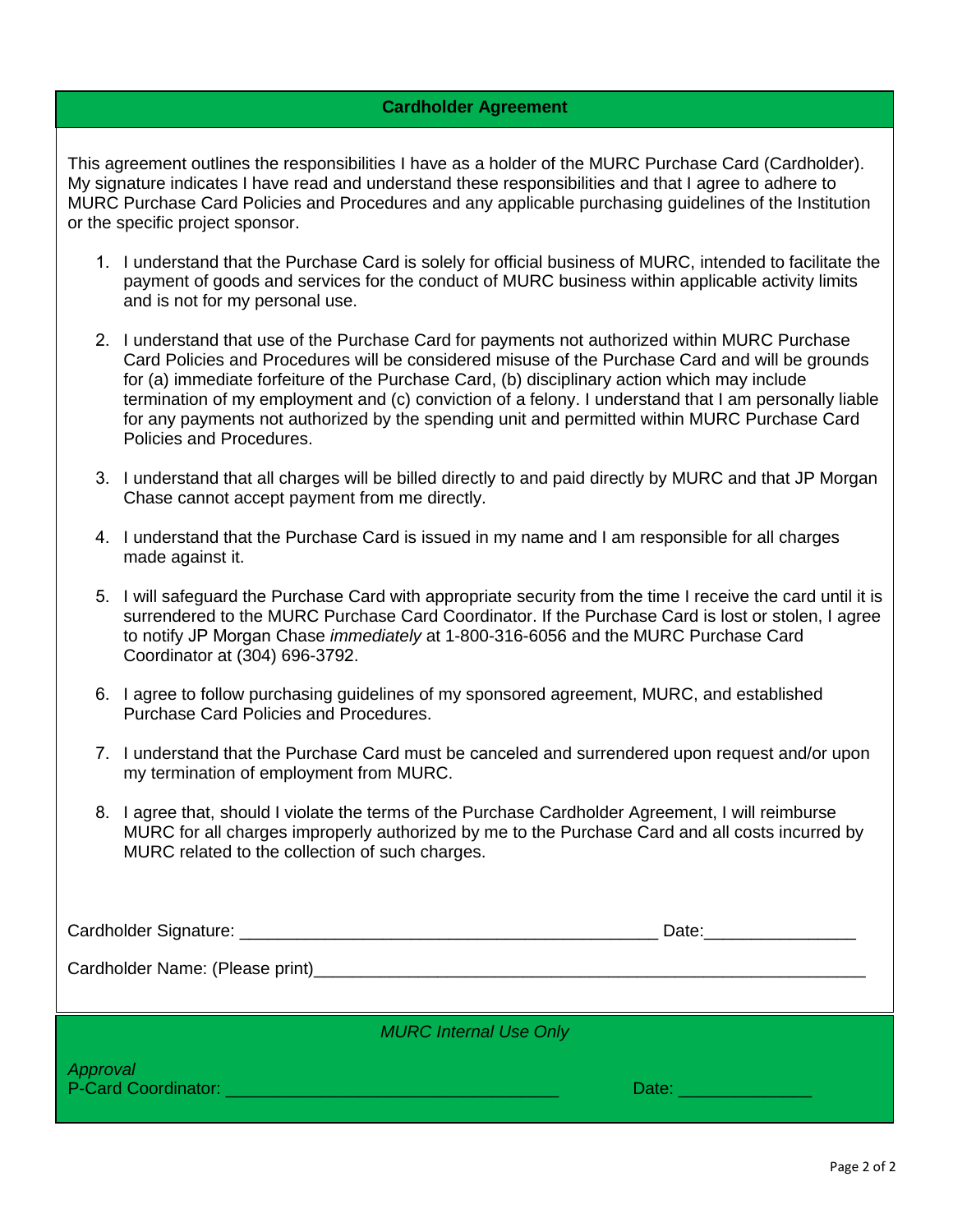## Cardholder Agreement

This agreement outlines the responsibilities I have as a holder of the MURC Purchase Card (Cardholder). My signature indicates I have read and understand these responsibilities and that I agree to adhere to MURC Purchase Card Policies and Procedures and any applicable purchasing guidelines of the Institution or the specific project sponsor.

1. I understand that the Purchase Card is solely for official business of MURC, intended to facilitate the payment of goods and services for the conduct of MURC business within applicable activity limits and is not for my personal use.

2. I understand that use of the Purchase Card for payments not authorized within MURC Purchase Card Policies and Procedures will be considered misuse of the Purchase Card and will be grounds for (a) immediate forfeiture of the Purchase Card, (b) disciplinary action which may include termination of my employment and (c) conviction of a felony. I understand that I am personally liable for any payments not authorized by the spending unit and permitted within MURC Purchase Card Policies and Procedures.

3. I understand that all charges will be billed directly to and paid directly by MURC and that JP Morgan Chase cannot accept payment from me directly.

4. I understand that the Purchase Card is issued in my name and I am responsible for all charges made against it.

5. I will safeguard the Purchase Card with appropriate security from the time I receive the card until it is surrendered to the MURC Purchase Card Coordinator. If the Purchase Card is lost or stolen, I agree to notify JP Morgan Chase *immediately* at 1-800-316-6056 and the MURC Purchase Card Coordinator at (304) 696-3792.

6. I agree to follow purchasing guidelines of my sponsored agreement, MURC, and established Purchase Card Policies and Procedures.

7. I understand that the Purchase Card must be canceled and surrendered upon request and/or upon my termination of employment from MURC.

8. I agree that, should I violate the terms of the Purchase Cardholder Agreement, I will reimburse MURC for all charges improperly authorized by me to the Purchase Card and all costs incurred by MURC related to the collection of such charges.

Cardholder Signature: _____________________________________________ Date:________________

Cardholder Name: (Please print)_____________________________________________________________

*MURC Internal Use Only*

*Approval*
P-Card Coordinator: ___________________________________ Date: ______________